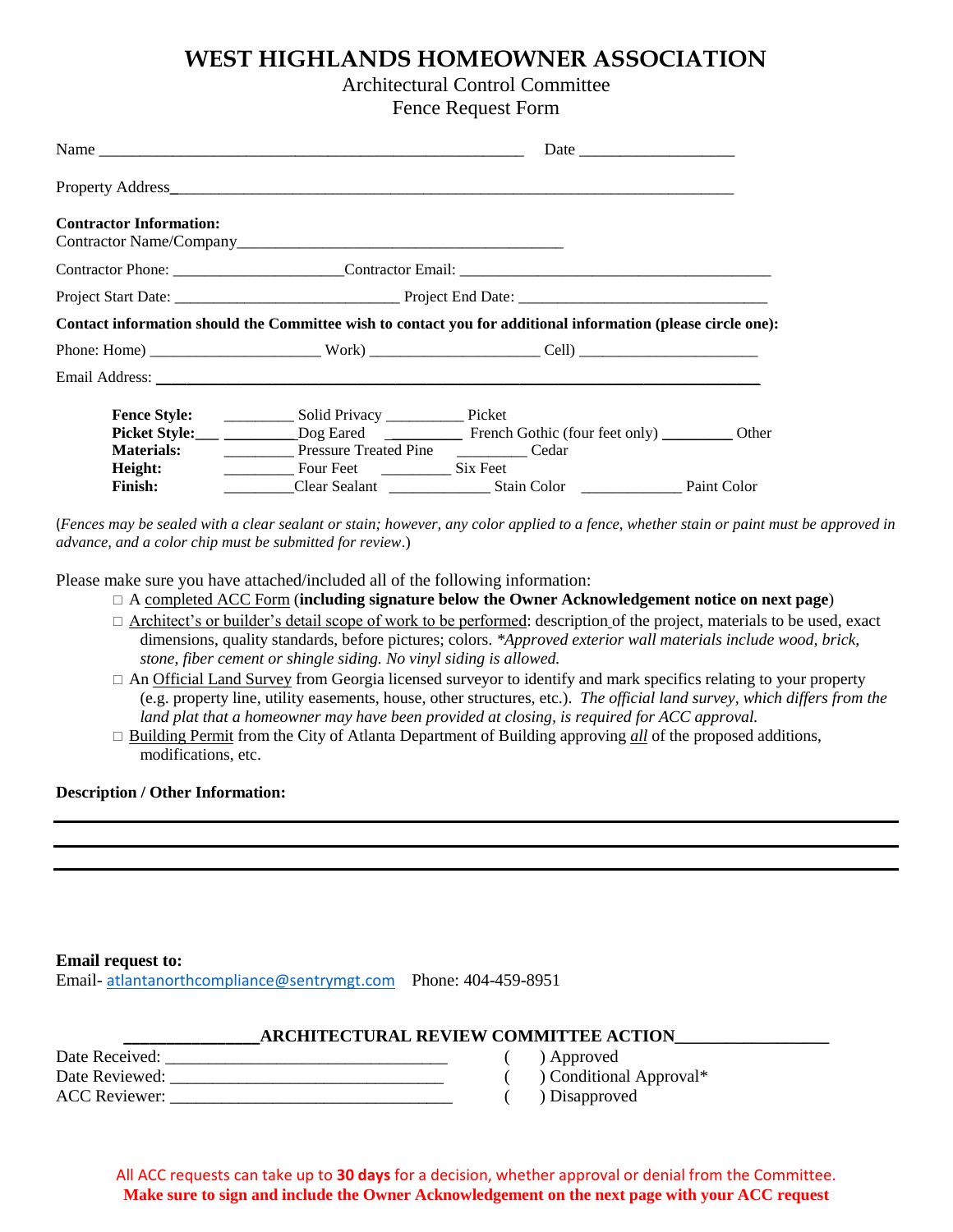# WEST HIGHLANDS HOMEOWNER ASSOCIATION

Architectural Control Committee

Fence Request Form

Name ________________________________________________ Date __________________

Property Address_____________________________________________________________________

**Contractor Information:**

Contractor Name/Company________________________________________

Contractor Phone: _____________________Contractor Email: ________________________________________

Project Start Date: ____________________________ Project End Date: _______________________________

**Contact information should the Committee wish to contact you for additional information (please circle one):**

Phone: Home) _____________________ Work) _____________________ Cell) ______________________

Email Address: ______________________________________________________________________________

**Fence Style:** _________ Solid Privacy __________ Picket

**Picket Style:**___ _________Dog Eared __________ French Gothic (four feet only) _________ Other

**Materials:** _________ Pressure Treated Pine _________ Cedar

**Height:** _________ Four Feet _________ Six Feet

**Finish:** _________Clear Sealant _____________ Stain Color _____________ Paint Color

(*Fences may be sealed with a clear sealant or stain; however, any color applied to a fence, whether stain or paint must be approved in advance, and a color chip must be submitted for review*.)

Please make sure you have attached/included all of the following information:

- □ A completed ACC Form (**including signature below the Owner Acknowledgement notice on next page**)
- □ Architect's or builder's detail scope of work to be performed: description of the project, materials to be used, exact dimensions, quality standards, before pictures; colors. *\*Approved exterior wall materials include wood, brick, stone, fiber cement or shingle siding. No vinyl siding is allowed.*
- □ An Official Land Survey from Georgia licensed surveyor to identify and mark specifics relating to your property (e.g. property line, utility easements, house, other structures, etc.). *The official land survey, which differs from the land plat that a homeowner may have been provided at closing, is required for ACC approval.*
- □ Building Permit from the City of Atlanta Department of Building approving *all* of the proposed additions, modifications, etc.

**Description / Other Information:**

______________________________________________________________________________

______________________________________________________________________________

______________________________________________________________________________

**Email request to:**

Email- atlantanorthcompliance@sentrymgt.com Phone: 404-459-8951

**_______________ARCHITECTURAL REVIEW COMMITTEE ACTION_________________**

Date Received: _________________________________ ( ) Approved

Date Reviewed: ________________________________ ( ) Conditional Approval*

ACC Reviewer: _________________________________ ( ) Disapproved

All ACC requests can take up to **30 days** for a decision, whether approval or denial from the Committee.

**Make sure to sign and include the Owner Acknowledgement on the next page with your ACC request**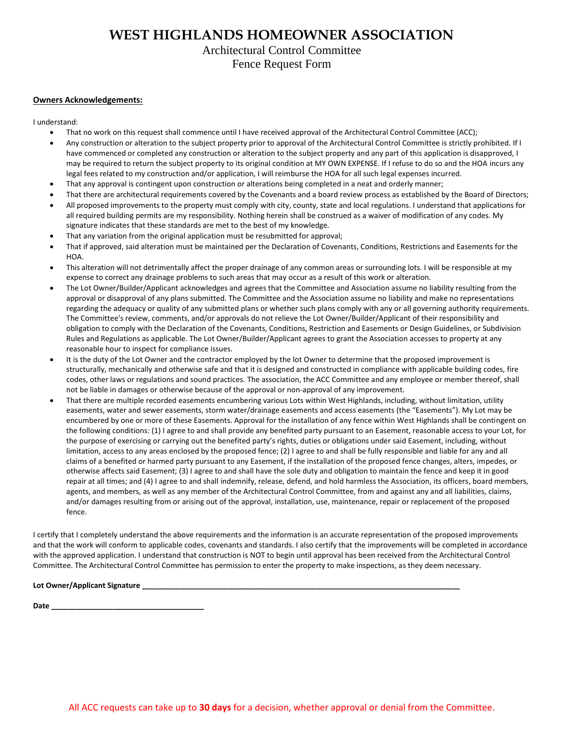# WEST HIGHLANDS HOMEOWNER ASSOCIATION

Architectural Control Committee

Fence Request Form

**Owners Acknowledgements:**

I understand:

- That no work on this request shall commence until I have received approval of the Architectural Control Committee (ACC);
- Any construction or alteration to the subject property prior to approval of the Architectural Control Committee is strictly prohibited. If I have commenced or completed any construction or alteration to the subject property and any part of this application is disapproved, I may be required to return the subject property to its original condition at MY OWN EXPENSE. If I refuse to do so and the HOA incurs any legal fees related to my construction and/or application, I will reimburse the HOA for all such legal expenses incurred.
- That any approval is contingent upon construction or alterations being completed in a neat and orderly manner;
- That there are architectural requirements covered by the Covenants and a board review process as established by the Board of Directors;
- All proposed improvements to the property must comply with city, county, state and local regulations. I understand that applications for all required building permits are my responsibility. Nothing herein shall be construed as a waiver of modification of any codes. My signature indicates that these standards are met to the best of my knowledge.
- That any variation from the original application must be resubmitted for approval;
- That if approved, said alteration must be maintained per the Declaration of Covenants, Conditions, Restrictions and Easements for the HOA.
- This alteration will not detrimentally affect the proper drainage of any common areas or surrounding lots. I will be responsible at my expense to correct any drainage problems to such areas that may occur as a result of this work or alteration.
- The Lot Owner/Builder/Applicant acknowledges and agrees that the Committee and Association assume no liability resulting from the approval or disapproval of any plans submitted. The Committee and the Association assume no liability and make no representations regarding the adequacy or quality of any submitted plans or whether such plans comply with any or all governing authority requirements. The Committee's review, comments, and/or approvals do not relieve the Lot Owner/Builder/Applicant of their responsibility and obligation to comply with the Declaration of the Covenants, Conditions, Restriction and Easements or Design Guidelines, or Subdivision Rules and Regulations as applicable. The Lot Owner/Builder/Applicant agrees to grant the Association accesses to property at any reasonable hour to inspect for compliance issues.
- It is the duty of the Lot Owner and the contractor employed by the lot Owner to determine that the proposed improvement is structurally, mechanically and otherwise safe and that it is designed and constructed in compliance with applicable building codes, fire codes, other laws or regulations and sound practices. The association, the ACC Committee and any employee or member thereof, shall not be liable in damages or otherwise because of the approval or non-approval of any improvement.
- That there are multiple recorded easements encumbering various Lots within West Highlands, including, without limitation, utility easements, water and sewer easements, storm water/drainage easements and access easements (the "Easements"). My Lot may be encumbered by one or more of these Easements. Approval for the installation of any fence within West Highlands shall be contingent on the following conditions: (1) I agree to and shall provide any benefited party pursuant to an Easement, reasonable access to your Lot, for the purpose of exercising or carrying out the benefited party's rights, duties or obligations under said Easement, including, without limitation, access to any areas enclosed by the proposed fence; (2) I agree to and shall be fully responsible and liable for any and all claims of a benefited or harmed party pursuant to any Easement, if the installation of the proposed fence changes, alters, impedes, or otherwise affects said Easement; (3) I agree to and shall have the sole duty and obligation to maintain the fence and keep it in good repair at all times; and (4) I agree to and shall indemnify, release, defend, and hold harmless the Association, its officers, board members, agents, and members, as well as any member of the Architectural Control Committee, from and against any and all liabilities, claims, and/or damages resulting from or arising out of the approval, installation, use, maintenance, repair or replacement of the proposed fence.

I certify that I completely understand the above requirements and the information is an accurate representation of the proposed improvements and that the work will conform to applicable codes, covenants and standards. I also certify that the improvements will be completed in accordance with the approved application. I understand that construction is NOT to begin until approval has been received from the Architectural Control Committee. The Architectural Control Committee has permission to enter the property to make inspections, as they deem necessary.

**Lot Owner/Applicant Signature** ______________________________________________

**Date** ______________________________

All ACC requests can take up to **30 days** for a decision, whether approval or denial from the Committee.